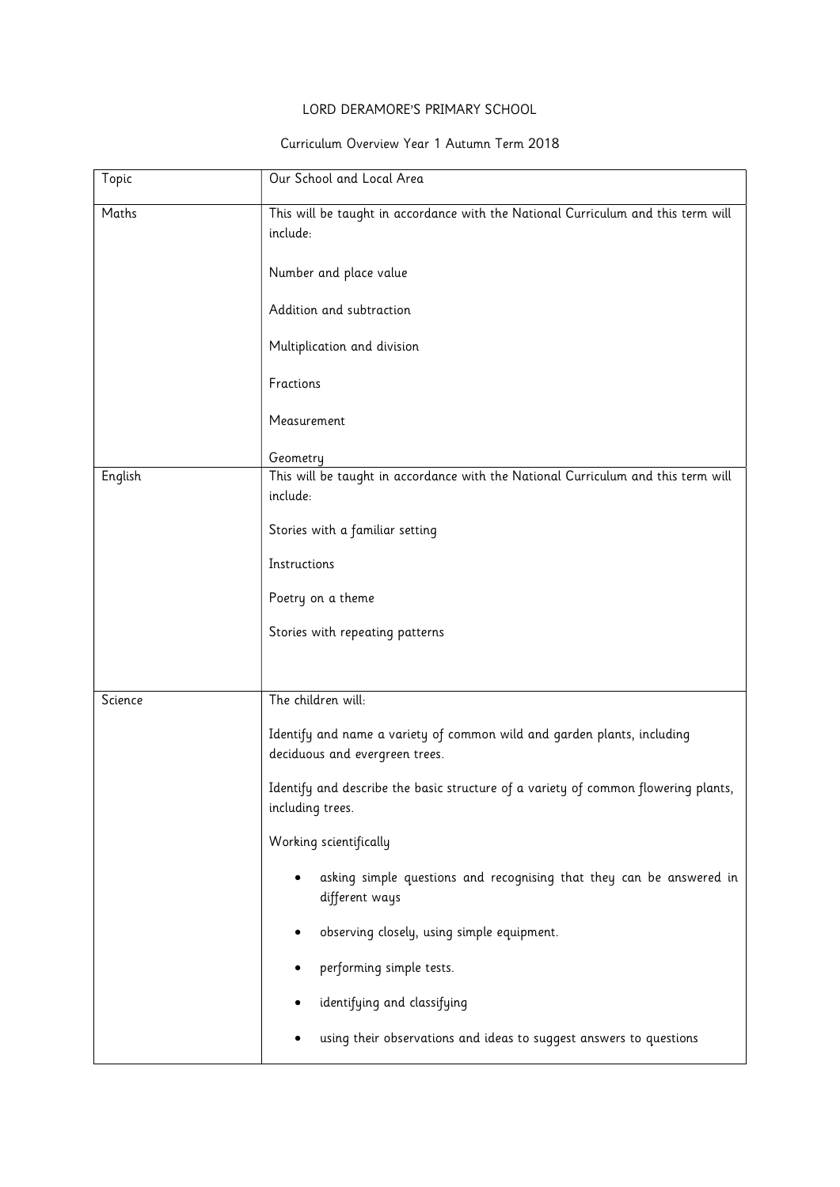LORD DERAMORE'S PRIMARY SCHOOL

Curriculum Overview Year 1 Autumn Term 2018

| Topic | Our School and Local Area |
|---|---|
| Maths | This will be taught in accordance with the National Curriculum and this term will include:<br><br>Number and place value<br><br>Addition and subtraction<br><br>Multiplication and division<br><br>Fractions<br><br>Measurement<br><br>Geometry |
| English | This will be taught in accordance with the National Curriculum and this term will include:<br><br>Stories with a familiar setting<br><br>Instructions<br><br>Poetry on a theme<br><br>Stories with repeating patterns |
| Science | The children will:<br><br>Identify and name a variety of common wild and garden plants, including deciduous and evergreen trees.<br><br>Identify and describe the basic structure of a variety of common flowering plants, including trees.<br><br>Working scientifically<br><br>• asking simple questions and recognising that they can be answered in different ways<br><br>• observing closely, using simple equipment.<br><br>• performing simple tests.<br><br>• identifying and classifying<br><br>• using their observations and ideas to suggest answers to questions |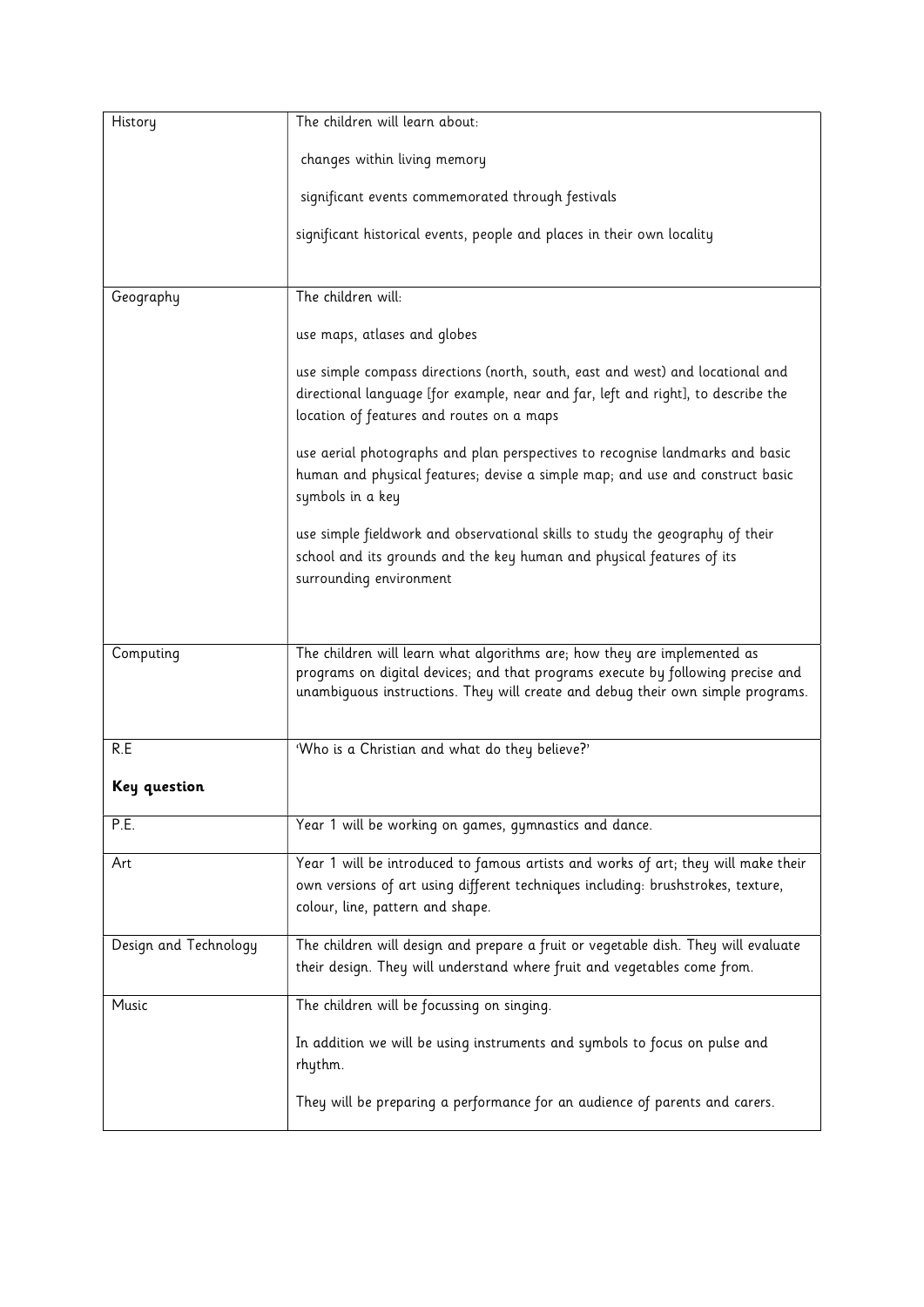| | |
|---|---|
| History | The children will learn about:<br><br>changes within living memory<br><br>significant events commemorated through festivals<br><br>significant historical events, people and places in their own locality |
| Geography | The children will:<br><br>use maps, atlases and globes<br><br>use simple compass directions (north, south, east and west) and locational and directional language [for example, near and far, left and right], to describe the location of features and routes on a maps<br><br>use aerial photographs and plan perspectives to recognise landmarks and basic human and physical features; devise a simple map; and use and construct basic symbols in a key<br><br>use simple fieldwork and observational skills to study the geography of their school and its grounds and the key human and physical features of its surrounding environment |
| Computing | The children will learn what algorithms are; how they are implemented as programs on digital devices; and that programs execute by following precise and unambiguous instructions. They will create and debug their own simple programs. |
| R.E<br><br>**Key question** | 'Who is a Christian and what do they believe?' |
| P.E. | Year 1 will be working on games, gymnastics and dance. |
| Art | Year 1 will be introduced to famous artists and works of art; they will make their own versions of art using different techniques including: brushstrokes, texture, colour, line, pattern and shape. |
| Design and Technology | The children will design and prepare a fruit or vegetable dish. They will evaluate their design. They will understand where fruit and vegetables come from. |
| Music | The children will be focussing on singing.<br><br>In addition we will be using instruments and symbols to focus on pulse and rhythm.<br><br>They will be preparing a performance for an audience of parents and carers. |